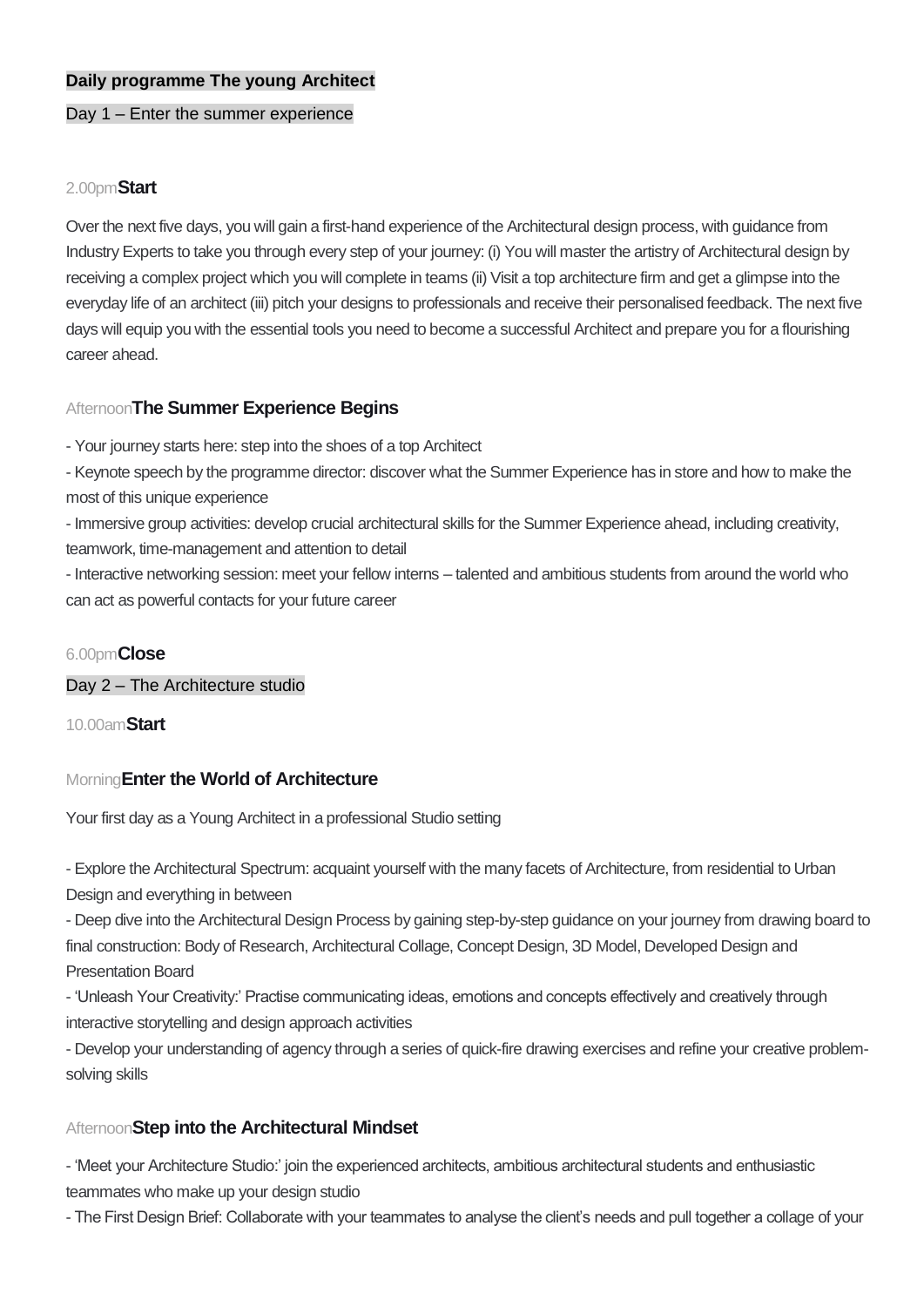**Daily programme The young Architect**

Day 1 – Enter the summer experience

2.00pm**Start**

Over the next five days, you will gain a first-hand experience of the Architectural design process, with guidance from Industry Experts to take you through every step of your journey: (i) You will master the artistry of Architectural design by receiving a complex project which you will complete in teams (ii) Visit a top architecture firm and get a glimpse into the everyday life of an architect (iii) pitch your designs to professionals and receive their personalised feedback. The next five days will equip you with the essential tools you need to become a successful Architect and prepare you for a flourishing career ahead.

Afternoon**The Summer Experience Begins**

- Your journey starts here: step into the shoes of a top Architect
- Keynote speech by the programme director: discover what the Summer Experience has in store and how to make the most of this unique experience
- Immersive group activities: develop crucial architectural skills for the Summer Experience ahead, including creativity, teamwork, time-management and attention to detail
- Interactive networking session: meet your fellow interns – talented and ambitious students from around the world who can act as powerful contacts for your future career

6.00pm**Close**

Day 2 – The Architecture studio

10.00am**Start**

Morning**Enter the World of Architecture**

Your first day as a Young Architect in a professional Studio setting

- Explore the Architectural Spectrum: acquaint yourself with the many facets of Architecture, from residential to Urban Design and everything in between
- Deep dive into the Architectural Design Process by gaining step-by-step guidance on your journey from drawing board to final construction: Body of Research, Architectural Collage, Concept Design, 3D Model, Developed Design and Presentation Board
- 'Unleash Your Creativity:' Practise communicating ideas, emotions and concepts effectively and creatively through interactive storytelling and design approach activities
- Develop your understanding of agency through a series of quick-fire drawing exercises and refine your creative problem-solving skills

Afternoon**Step into the Architectural Mindset**

- 'Meet your Architecture Studio:' join the experienced architects, ambitious architectural students and enthusiastic teammates who make up your design studio
- The First Design Brief: Collaborate with your teammates to analyse the client's needs and pull together a collage of your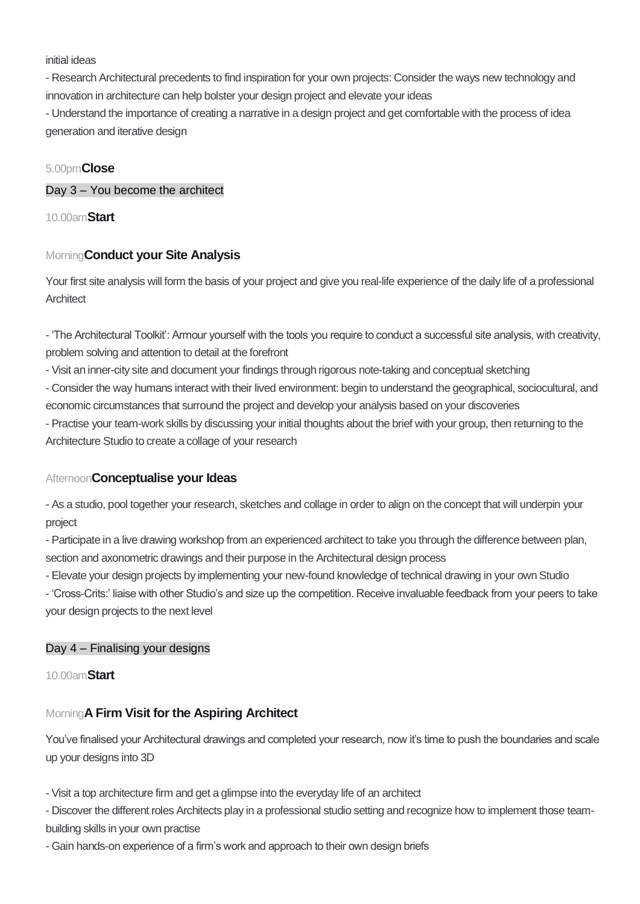initial ideas

- Research Architectural precedents to find inspiration for your own projects: Consider the ways new technology and innovation in architecture can help bolster your design project and elevate your ideas
- Understand the importance of creating a narrative in a design project and get comfortable with the process of idea generation and iterative design

5.00pm**Close**

## Day 3 – You become the architect

10.00am**Start**

Morning**Conduct your Site Analysis**

Your first site analysis will form the basis of your project and give you real-life experience of the daily life of a professional Architect

- 'The Architectural Toolkit': Armour yourself with the tools you require to conduct a successful site analysis, with creativity, problem solving and attention to detail at the forefront
- Visit an inner-city site and document your findings through rigorous note-taking and conceptual sketching
- Consider the way humans interact with their lived environment: begin to understand the geographical, sociocultural, and economic circumstances that surround the project and develop your analysis based on your discoveries
- Practise your team-work skills by discussing your initial thoughts about the brief with your group, then returning to the Architecture Studio to create a collage of your research

Afternoon**Conceptualise your Ideas**

- As a studio, pool together your research, sketches and collage in order to align on the concept that will underpin your project
- Participate in a live drawing workshop from an experienced architect to take you through the difference between plan, section and axonometric drawings and their purpose in the Architectural design process
- Elevate your design projects by implementing your new-found knowledge of technical drawing in your own Studio
- 'Cross-Crits:' liaise with other Studio's and size up the competition. Receive invaluable feedback from your peers to take your design projects to the next level

## Day 4 – Finalising your designs

10.00am**Start**

Morning**A Firm Visit for the Aspiring Architect**

You've finalised your Architectural drawings and completed your research, now it's time to push the boundaries and scale up your designs into 3D

- Visit a top architecture firm and get a glimpse into the everyday life of an architect
- Discover the different roles Architects play in a professional studio setting and recognize how to implement those team-building skills in your own practise
- Gain hands-on experience of a firm's work and approach to their own design briefs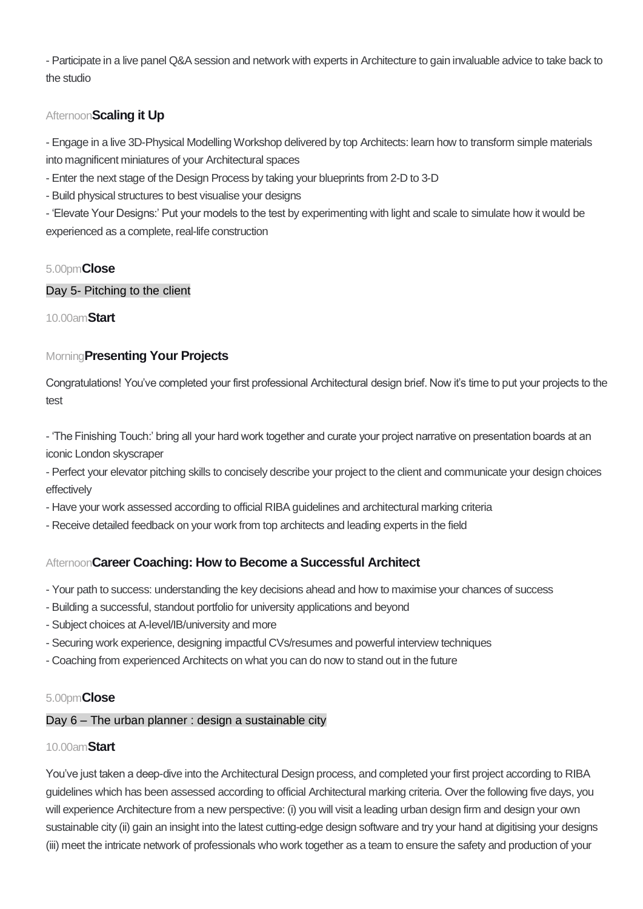- Participate in a live panel Q&A session and network with experts in Architecture to gain invaluable advice to take back to the studio

Afternoon**Scaling it Up**

- Engage in a live 3D-Physical Modelling Workshop delivered by top Architects: learn how to transform simple materials into magnificent miniatures of your Architectural spaces
- Enter the next stage of the Design Process by taking your blueprints from 2-D to 3-D
- Build physical structures to best visualise your designs
- 'Elevate Your Designs:' Put your models to the test by experimenting with light and scale to simulate how it would be experienced as a complete, real-life construction

5.00pm**Close**

## Day 5- Pitching to the client

10.00am**Start**

Morning**Presenting Your Projects**

Congratulations! You've completed your first professional Architectural design brief. Now it's time to put your projects to the test

- 'The Finishing Touch:' bring all your hard work together and curate your project narrative on presentation boards at an iconic London skyscraper
- Perfect your elevator pitching skills to concisely describe your project to the client and communicate your design choices effectively
- Have your work assessed according to official RIBA guidelines and architectural marking criteria
- Receive detailed feedback on your work from top architects and leading experts in the field

Afternoon**Career Coaching: How to Become a Successful Architect**

- Your path to success: understanding the key decisions ahead and how to maximise your chances of success
- Building a successful, standout portfolio for university applications and beyond
- Subject choices at A-level/IB/university and more
- Securing work experience, designing impactful CVs/resumes and powerful interview techniques
- Coaching from experienced Architects on what you can do now to stand out in the future

5.00pm**Close**

## Day 6 – The urban planner : design a sustainable city

10.00am**Start**

You've just taken a deep-dive into the Architectural Design process, and completed your first project according to RIBA guidelines which has been assessed according to official Architectural marking criteria. Over the following five days, you will experience Architecture from a new perspective: (i) you will visit a leading urban design firm and design your own sustainable city (ii) gain an insight into the latest cutting-edge design software and try your hand at digitising your designs (iii) meet the intricate network of professionals who work together as a team to ensure the safety and production of your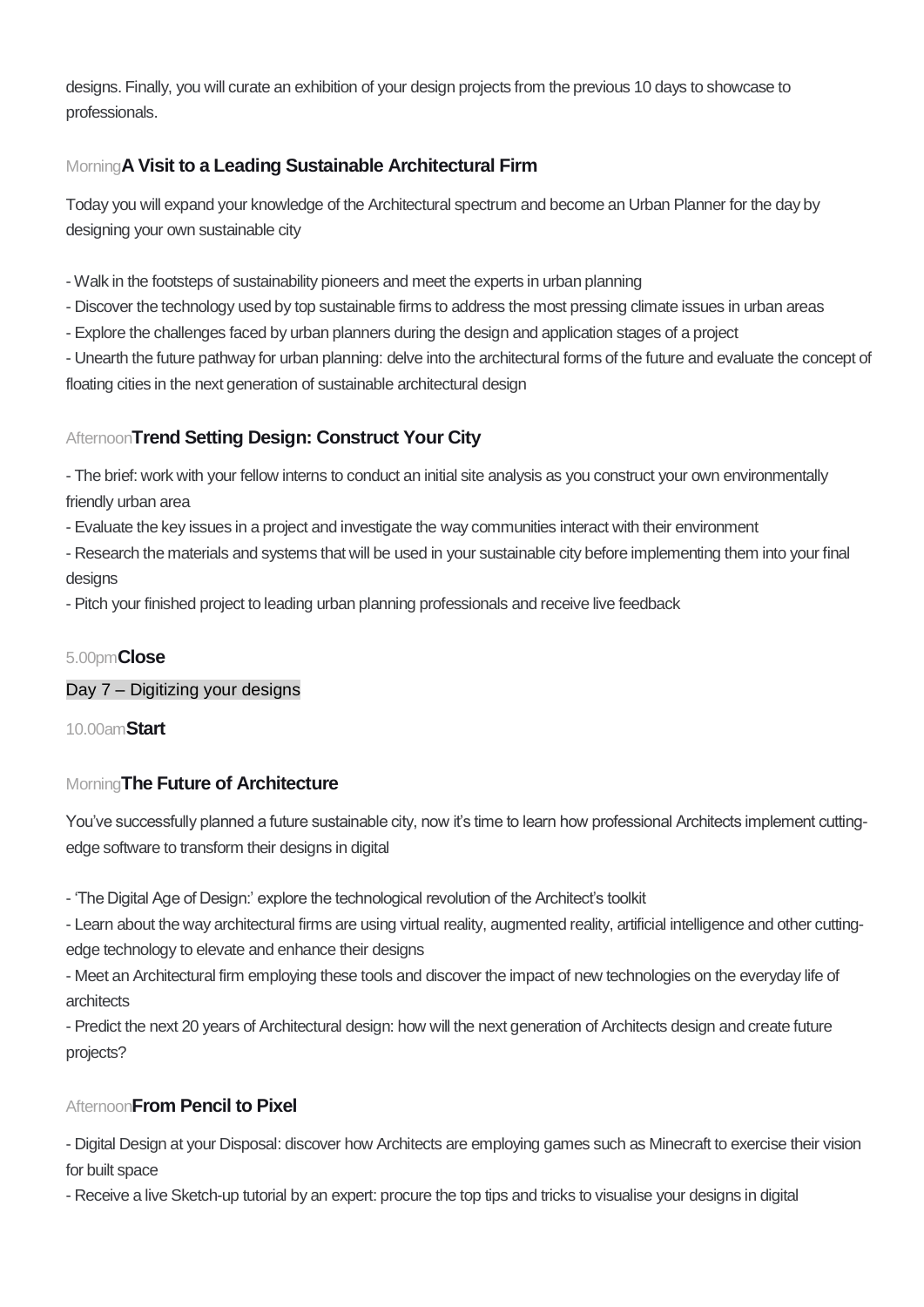designs. Finally, you will curate an exhibition of your design projects from the previous 10 days to showcase to professionals.

Morning **A Visit to a Leading Sustainable Architectural Firm**

Today you will expand your knowledge of the Architectural spectrum and become an Urban Planner for the day by designing your own sustainable city

- Walk in the footsteps of sustainability pioneers and meet the experts in urban planning
- Discover the technology used by top sustainable firms to address the most pressing climate issues in urban areas
- Explore the challenges faced by urban planners during the design and application stages of a project
- Unearth the future pathway for urban planning: delve into the architectural forms of the future and evaluate the concept of floating cities in the next generation of sustainable architectural design

Afternoon **Trend Setting Design: Construct Your City**

- The brief: work with your fellow interns to conduct an initial site analysis as you construct your own environmentally friendly urban area
- Evaluate the key issues in a project and investigate the way communities interact with their environment
- Research the materials and systems that will be used in your sustainable city before implementing them into your final designs
- Pitch your finished project to leading urban planning professionals and receive live feedback

5.00pm **Close**

Day 7 – Digitizing your designs

10.00am **Start**

Morning **The Future of Architecture**

You've successfully planned a future sustainable city, now it's time to learn how professional Architects implement cutting-edge software to transform their designs in digital

- 'The Digital Age of Design:' explore the technological revolution of the Architect's toolkit
- Learn about the way architectural firms are using virtual reality, augmented reality, artificial intelligence and other cutting-edge technology to elevate and enhance their designs
- Meet an Architectural firm employing these tools and discover the impact of new technologies on the everyday life of architects
- Predict the next 20 years of Architectural design: how will the next generation of Architects design and create future projects?

Afternoon **From Pencil to Pixel**

- Digital Design at your Disposal: discover how Architects are employing games such as Minecraft to exercise their vision for built space
- Receive a live Sketch-up tutorial by an expert: procure the top tips and tricks to visualise your designs in digital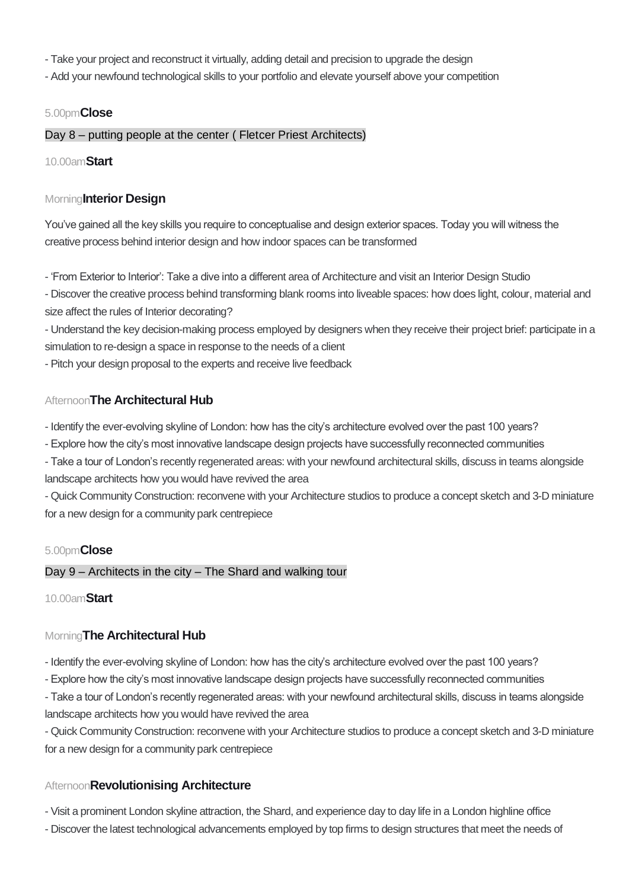- Take your project and reconstruct it virtually, adding detail and precision to upgrade the design
- Add your newfound technological skills to your portfolio and elevate yourself above your competition

5.00pm**Close**

Day 8 – putting people at the center ( Fletcer Priest Architects)

10.00am**Start**

Morning**Interior Design**

You've gained all the key skills you require to conceptualise and design exterior spaces. Today you will witness the creative process behind interior design and how indoor spaces can be transformed

- 'From Exterior to Interior': Take a dive into a different area of Architecture and visit an Interior Design Studio
- Discover the creative process behind transforming blank rooms into liveable spaces: how does light, colour, material and size affect the rules of Interior decorating?
- Understand the key decision-making process employed by designers when they receive their project brief: participate in a simulation to re-design a space in response to the needs of a client
- Pitch your design proposal to the experts and receive live feedback

Afternoon**The Architectural Hub**

- Identify the ever-evolving skyline of London: how has the city's architecture evolved over the past 100 years?
- Explore how the city's most innovative landscape design projects have successfully reconnected communities
- Take a tour of London's recently regenerated areas: with your newfound architectural skills, discuss in teams alongside landscape architects how you would have revived the area
- Quick Community Construction: reconvene with your Architecture studios to produce a concept sketch and 3-D miniature for a new design for a community park centrepiece

5.00pm**Close**

Day 9 – Architects in the city – The Shard and walking tour

10.00am**Start**

Morning**The Architectural Hub**

- Identify the ever-evolving skyline of London: how has the city's architecture evolved over the past 100 years?
- Explore how the city's most innovative landscape design projects have successfully reconnected communities
- Take a tour of London's recently regenerated areas: with your newfound architectural skills, discuss in teams alongside landscape architects how you would have revived the area
- Quick Community Construction: reconvene with your Architecture studios to produce a concept sketch and 3-D miniature for a new design for a community park centrepiece

Afternoon**Revolutionising Architecture**

- Visit a prominent London skyline attraction, the Shard, and experience day to day life in a London highline office
- Discover the latest technological advancements employed by top firms to design structures that meet the needs of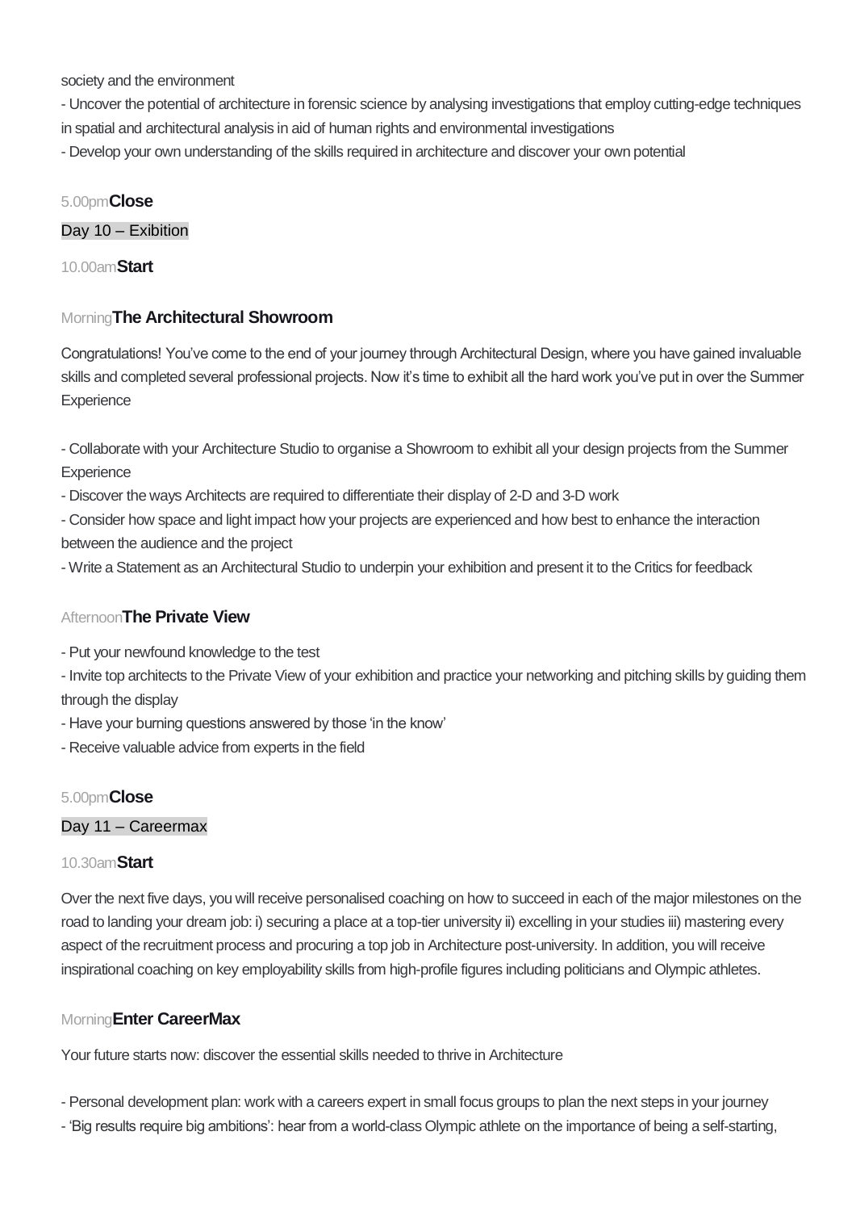society and the environment

- Uncover the potential of architecture in forensic science by analysing investigations that employ cutting-edge techniques in spatial and architectural analysis in aid of human rights and environmental investigations
- Develop your own understanding of the skills required in architecture and discover your own potential

5.00pm **Close**

### Day 10 – Exibition

10.00am **Start**

Morning **The Architectural Showroom**

Congratulations! You've come to the end of your journey through Architectural Design, where you have gained invaluable skills and completed several professional projects. Now it's time to exhibit all the hard work you've put in over the Summer Experience

- Collaborate with your Architecture Studio to organise a Showroom to exhibit all your design projects from the Summer Experience
- Discover the ways Architects are required to differentiate their display of 2-D and 3-D work
- Consider how space and light impact how your projects are experienced and how best to enhance the interaction between the audience and the project
- Write a Statement as an Architectural Studio to underpin your exhibition and present it to the Critics for feedback

Afternoon **The Private View**

- Put your newfound knowledge to the test
- Invite top architects to the Private View of your exhibition and practice your networking and pitching skills by guiding them through the display
- Have your burning questions answered by those 'in the know'
- Receive valuable advice from experts in the field

5.00pm **Close**

### Day 11 – Careermax

10.30am **Start**

Over the next five days, you will receive personalised coaching on how to succeed in each of the major milestones on the road to landing your dream job: i) securing a place at a top-tier university ii) excelling in your studies iii) mastering every aspect of the recruitment process and procuring a top job in Architecture post-university. In addition, you will receive inspirational coaching on key employability skills from high-profile figures including politicians and Olympic athletes.

Morning **Enter CareerMax**

Your future starts now: discover the essential skills needed to thrive in Architecture

- Personal development plan: work with a careers expert in small focus groups to plan the next steps in your journey
- 'Big results require big ambitions': hear from a world-class Olympic athlete on the importance of being a self-starting,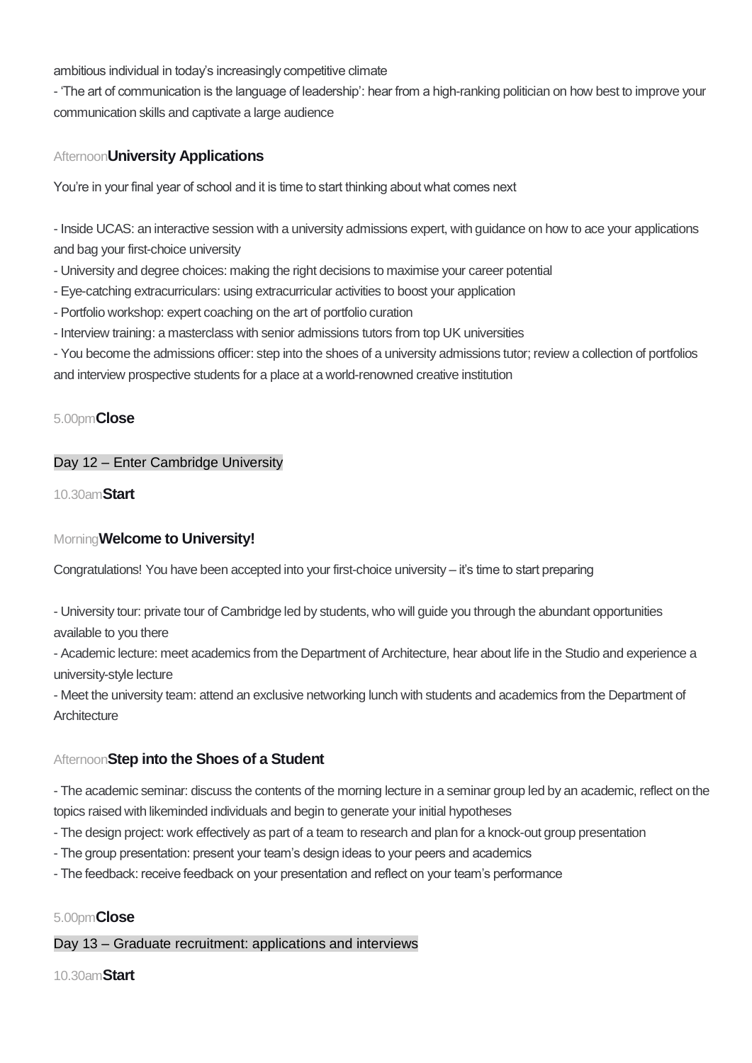ambitious individual in today's increasingly competitive climate

- 'The art of communication is the language of leadership': hear from a high-ranking politician on how best to improve your communication skills and captivate a large audience

Afternoon**University Applications**

You're in your final year of school and it is time to start thinking about what comes next

- Inside UCAS: an interactive session with a university admissions expert, with guidance on how to ace your applications and bag your first-choice university
- University and degree choices: making the right decisions to maximise your career potential
- Eye-catching extracurriculars: using extracurricular activities to boost your application
- Portfolio workshop: expert coaching on the art of portfolio curation
- Interview training: a masterclass with senior admissions tutors from top UK universities
- You become the admissions officer: step into the shoes of a university admissions tutor; review a collection of portfolios and interview prospective students for a place at a world-renowned creative institution

5.00pm**Close**

## Day 12 – Enter Cambridge University

10.30am**Start**

Morning**Welcome to University!**

Congratulations! You have been accepted into your first-choice university – it's time to start preparing

- University tour: private tour of Cambridge led by students, who will guide you through the abundant opportunities available to you there
- Academic lecture: meet academics from the Department of Architecture, hear about life in the Studio and experience a university-style lecture
- Meet the university team: attend an exclusive networking lunch with students and academics from the Department of Architecture

Afternoon**Step into the Shoes of a Student**

- The academic seminar: discuss the contents of the morning lecture in a seminar group led by an academic, reflect on the topics raised with likeminded individuals and begin to generate your initial hypotheses
- The design project: work effectively as part of a team to research and plan for a knock-out group presentation
- The group presentation: present your team's design ideas to your peers and academics
- The feedback: receive feedback on your presentation and reflect on your team's performance

5.00pm**Close**

## Day 13 – Graduate recruitment: applications and interviews

10.30am**Start**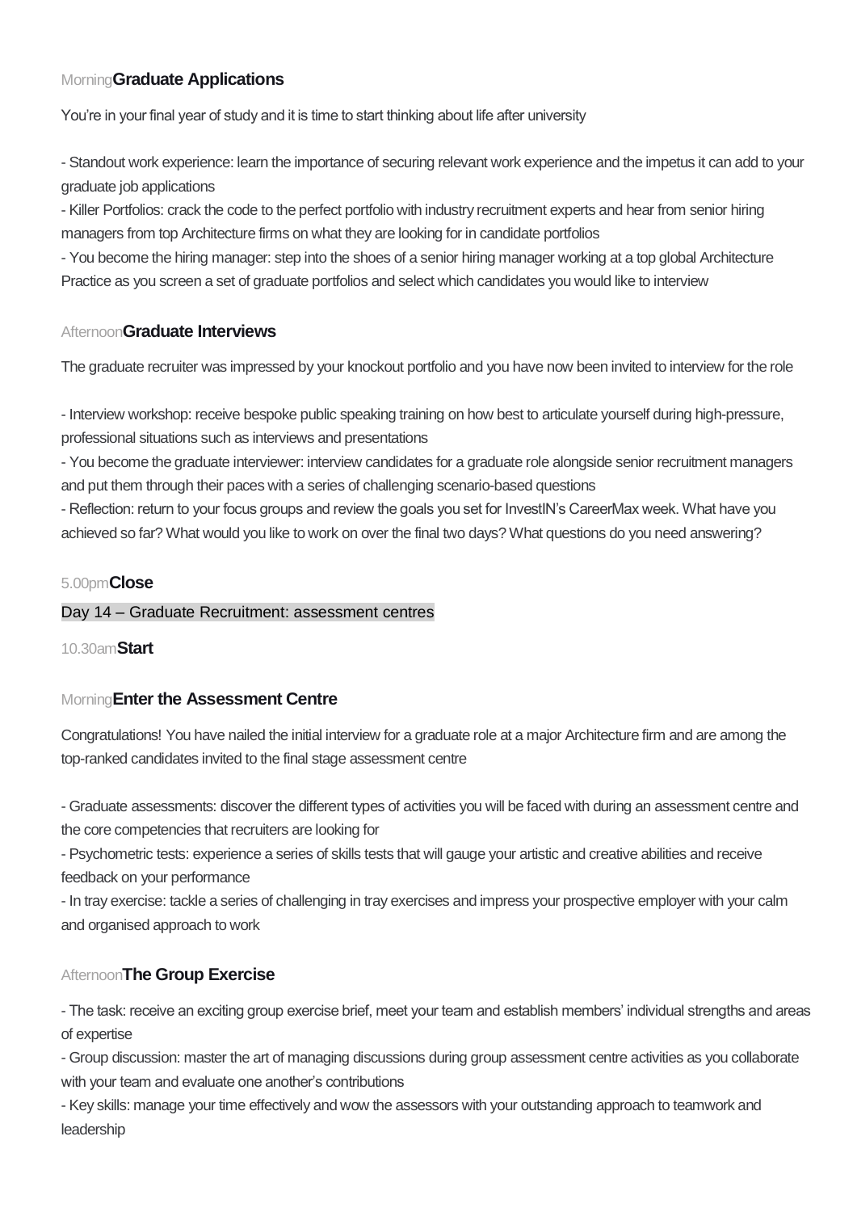Morning**Graduate Applications**

You're in your final year of study and it is time to start thinking about life after university

- Standout work experience: learn the importance of securing relevant work experience and the impetus it can add to your graduate job applications
- Killer Portfolios: crack the code to the perfect portfolio with industry recruitment experts and hear from senior hiring managers from top Architecture firms on what they are looking for in candidate portfolios
- You become the hiring manager: step into the shoes of a senior hiring manager working at a top global Architecture Practice as you screen a set of graduate portfolios and select which candidates you would like to interview

Afternoon**Graduate Interviews**

The graduate recruiter was impressed by your knockout portfolio and you have now been invited to interview for the role

- Interview workshop: receive bespoke public speaking training on how best to articulate yourself during high-pressure, professional situations such as interviews and presentations
- You become the graduate interviewer: interview candidates for a graduate role alongside senior recruitment managers and put them through their paces with a series of challenging scenario-based questions
- Reflection: return to your focus groups and review the goals you set for InvestIN's CareerMax week. What have you achieved so far? What would you like to work on over the final two days? What questions do you need answering?

5.00pm**Close**

Day 14 – Graduate Recruitment: assessment centres

10.30am**Start**

Morning**Enter the Assessment Centre**

Congratulations! You have nailed the initial interview for a graduate role at a major Architecture firm and are among the top-ranked candidates invited to the final stage assessment centre

- Graduate assessments: discover the different types of activities you will be faced with during an assessment centre and the core competencies that recruiters are looking for
- Psychometric tests: experience a series of skills tests that will gauge your artistic and creative abilities and receive feedback on your performance
- In tray exercise: tackle a series of challenging in tray exercises and impress your prospective employer with your calm and organised approach to work

Afternoon**The Group Exercise**

- The task: receive an exciting group exercise brief, meet your team and establish members' individual strengths and areas of expertise
- Group discussion: master the art of managing discussions during group assessment centre activities as you collaborate with your team and evaluate one another's contributions
- Key skills: manage your time effectively and wow the assessors with your outstanding approach to teamwork and leadership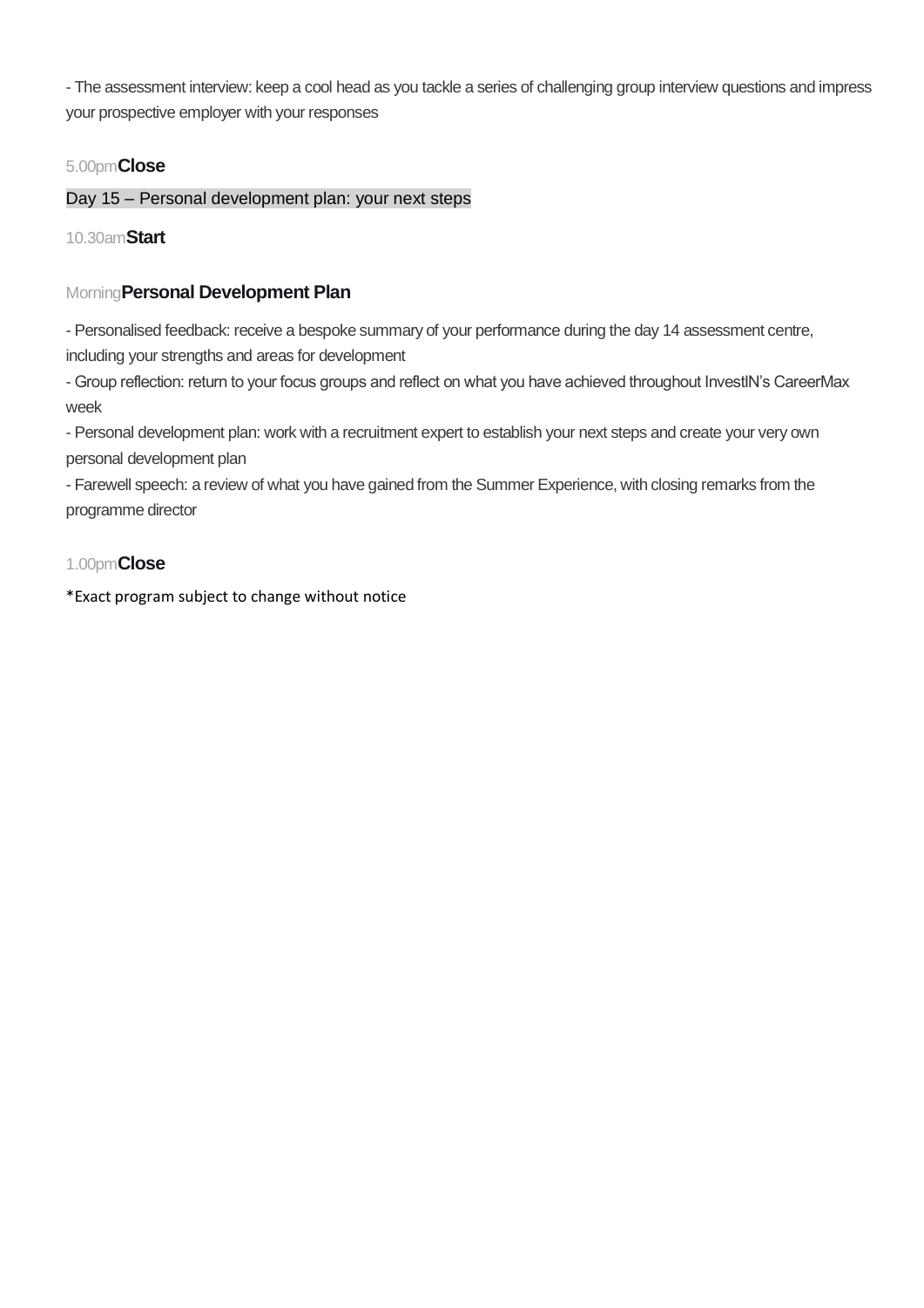- The assessment interview: keep a cool head as you tackle a series of challenging group interview questions and impress your prospective employer with your responses

5.00pm**Close**

Day 15 – Personal development plan: your next steps

10.30am**Start**

Morning**Personal Development Plan**

- Personalised feedback: receive a bespoke summary of your performance during the day 14 assessment centre, including your strengths and areas for development
- Group reflection: return to your focus groups and reflect on what you have achieved throughout InvestIN's CareerMax week
- Personal development plan: work with a recruitment expert to establish your next steps and create your very own personal development plan
- Farewell speech: a review of what you have gained from the Summer Experience, with closing remarks from the programme director

1.00pm**Close**

*Exact program subject to change without notice